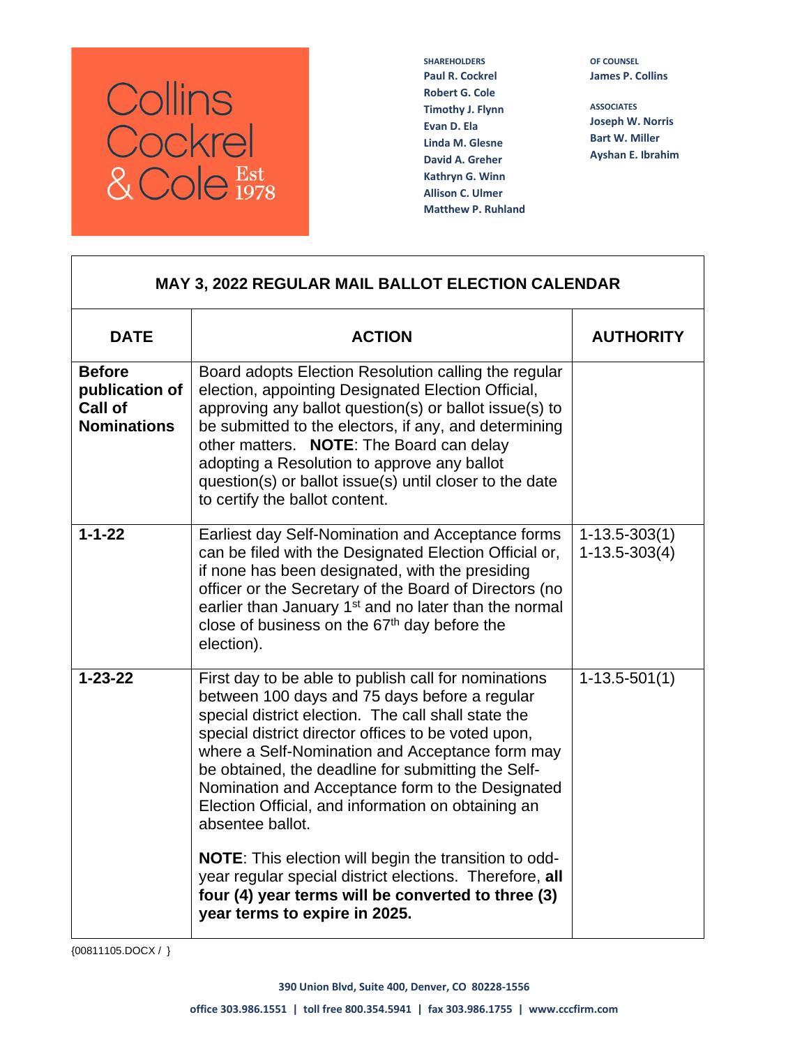Collins Cockrel & Cole Est 1978

SHAREHOLDERS
Paul R. Cockrel
Robert G. Cole
Timothy J. Flynn
Evan D. Ela
Linda M. Glesne
David A. Greher
Kathryn G. Winn
Allison C. Ulmer
Matthew P. Ruhland

OF COUNSEL
James P. Collins

ASSOCIATES
Joseph W. Norris
Bart W. Miller
Ayshan E. Ibrahim

## MAY 3, 2022 REGULAR MAIL BALLOT ELECTION CALENDAR

| DATE | ACTION | AUTHORITY |
|---|---|---|
| **Before publication of Call of Nominations** | Board adopts Election Resolution calling the regular election, appointing Designated Election Official, approving any ballot question(s) or ballot issue(s) to be submitted to the electors, if any, and determining other matters. **NOTE**: The Board can delay adopting a Resolution to approve any ballot question(s) or ballot issue(s) until closer to the date to certify the ballot content. | |
| **1-1-22** | Earliest day Self-Nomination and Acceptance forms can be filed with the Designated Election Official or, if none has been designated, with the presiding officer or the Secretary of the Board of Directors (no earlier than January 1st and no later than the normal close of business on the 67th day before the election). | 1-13.5-303(1) 1-13.5-303(4) |
| **1-23-22** | First day to be able to publish call for nominations between 100 days and 75 days before a regular special district election. The call shall state the special district director offices to be voted upon, where a Self-Nomination and Acceptance form may be obtained, the deadline for submitting the Self-Nomination and Acceptance form to the Designated Election Official, and information on obtaining an absentee ballot.<br><br>**NOTE**: This election will begin the transition to odd-year regular special district elections. Therefore, **all four (4) year terms will be converted to three (3) year terms to expire in 2025.** | 1-13.5-501(1) |

{00811105.DOCX / }

390 Union Blvd, Suite 400, Denver, CO 80228-1556

office 303.986.1551 | toll free 800.354.5941 | fax 303.986.1755 | www.cccfirm.com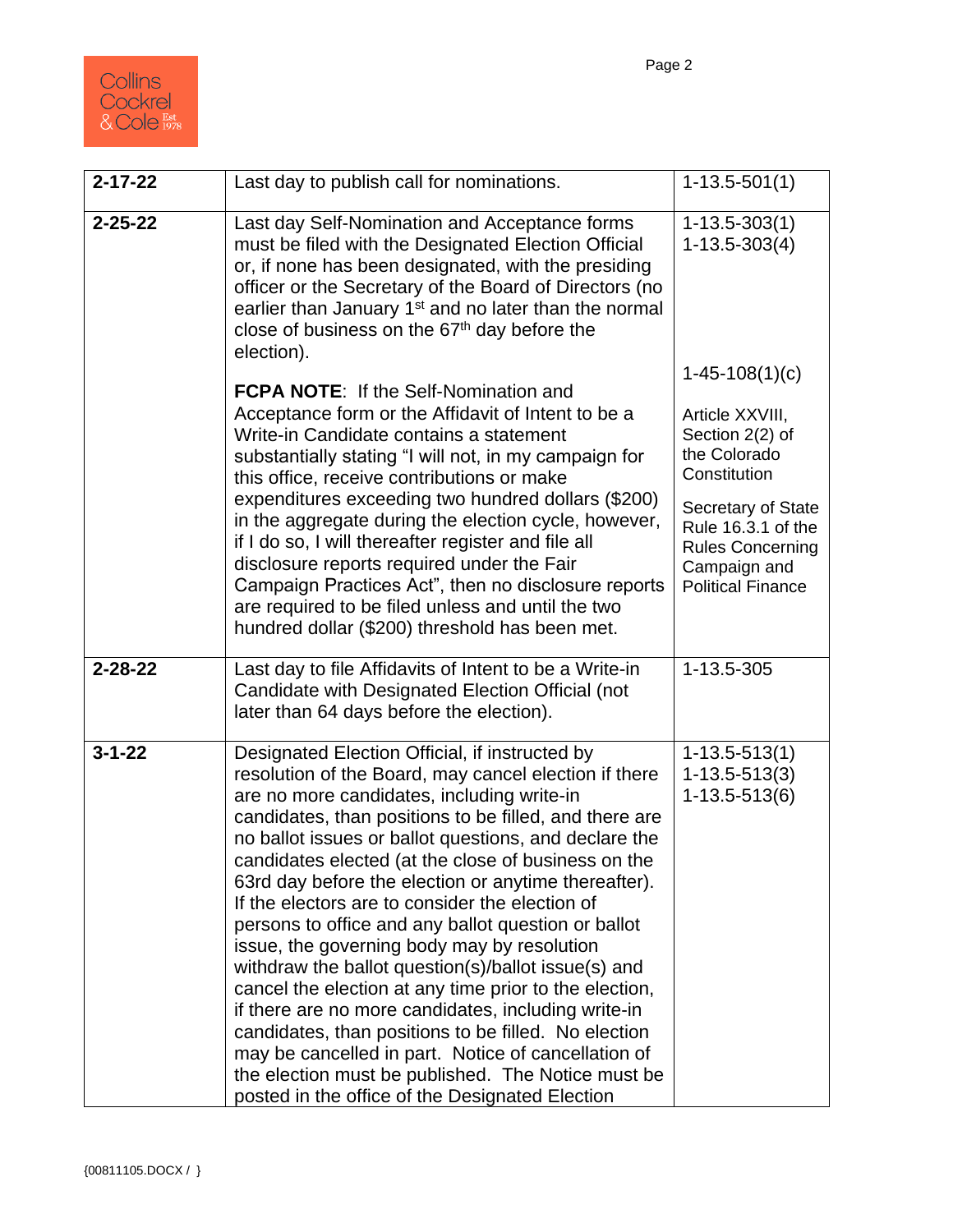| | | |
|---|---|---|
| **2-17-22** | Last day to publish call for nominations. | 1-13.5-501(1) |
| **2-25-22** | Last day Self-Nomination and Acceptance forms must be filed with the Designated Election Official or, if none has been designated, with the presiding officer or the Secretary of the Board of Directors (no earlier than January 1st and no later than the normal close of business on the 67th day before the election).<br><br>**FCPA NOTE**: If the Self-Nomination and Acceptance form or the Affidavit of Intent to be a Write-in Candidate contains a statement substantially stating "I will not, in my campaign for this office, receive contributions or make expenditures exceeding two hundred dollars ($200) in the aggregate during the election cycle, however, if I do so, I will thereafter register and file all disclosure reports required under the Fair Campaign Practices Act", then no disclosure reports are required to be filed unless and until the two hundred dollar ($200) threshold has been met. | 1-13.5-303(1)<br>1-13.5-303(4)<br><br>1-45-108(1)(c)<br><br>Article XXVIII, Section 2(2) of the Colorado Constitution<br><br>Secretary of State Rule 16.3.1 of the Rules Concerning Campaign and Political Finance |
| **2-28-22** | Last day to file Affidavits of Intent to be a Write-in Candidate with Designated Election Official (not later than 64 days before the election). | 1-13.5-305 |
| **3-1-22** | Designated Election Official, if instructed by resolution of the Board, may cancel election if there are no more candidates, including write-in candidates, than positions to be filled, and there are no ballot issues or ballot questions, and declare the candidates elected (at the close of business on the 63rd day before the election or anytime thereafter). If the electors are to consider the election of persons to office and any ballot question or ballot issue, the governing body may by resolution withdraw the ballot question(s)/ballot issue(s) and cancel the election at any time prior to the election, if there are no more candidates, including write-in candidates, than positions to be filled. No election may be cancelled in part. Notice of cancellation of the election must be published. The Notice must be posted in the office of the Designated Election | 1-13.5-513(1)<br>1-13.5-513(3)<br>1-13.5-513(6) |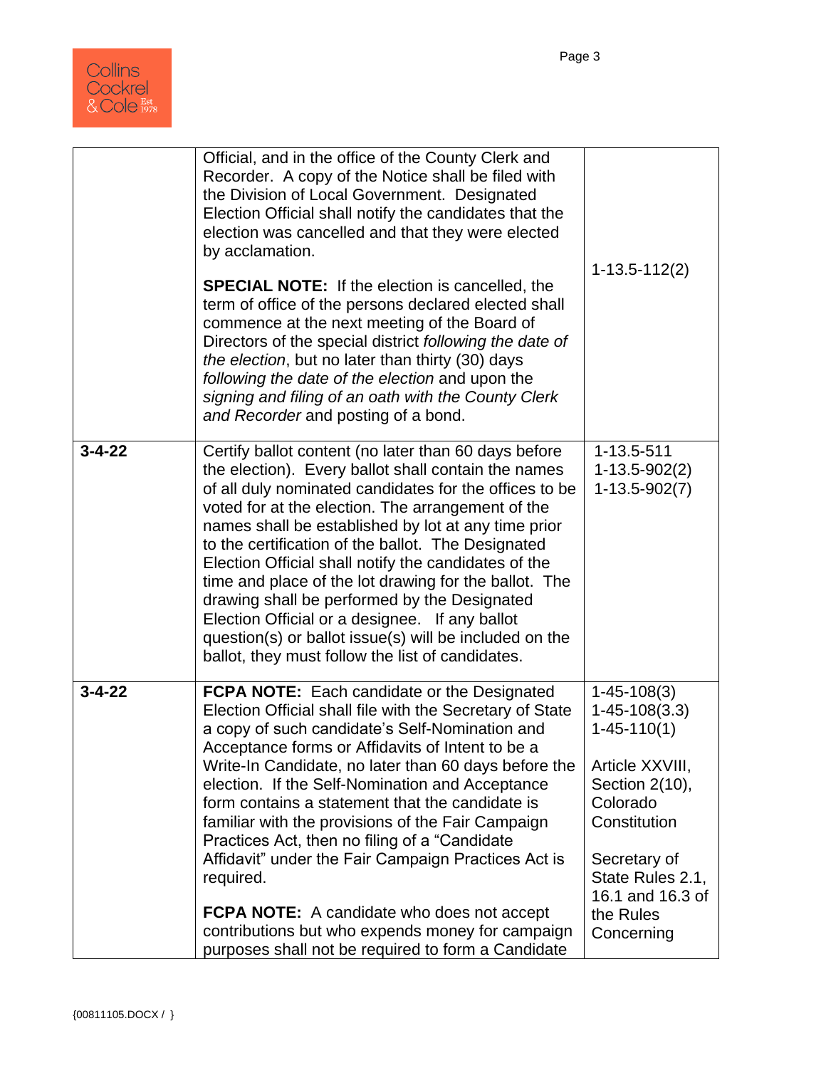| | | |
|---|---|---|
| | Official, and in the office of the County Clerk and Recorder. A copy of the Notice shall be filed with the Division of Local Government. Designated Election Official shall notify the candidates that the election was cancelled and that they were elected by acclamation.<br><br>**SPECIAL NOTE:** If the election is cancelled, the term of office of the persons declared elected shall commence at the next meeting of the Board of Directors of the special district *following the date of the election*, but no later than thirty (30) days *following the date of the election* and upon the *signing and filing of an oath with the County Clerk and Recorder* and posting of a bond. | 1-13.5-112(2) |
| **3-4-22** | Certify ballot content (no later than 60 days before the election). Every ballot shall contain the names of all duly nominated candidates for the offices to be voted for at the election. The arrangement of the names shall be established by lot at any time prior to the certification of the ballot. The Designated Election Official shall notify the candidates of the time and place of the lot drawing for the ballot. The drawing shall be performed by the Designated Election Official or a designee. If any ballot question(s) or ballot issue(s) will be included on the ballot, they must follow the list of candidates. | 1-13.5-511<br>1-13.5-902(2)<br>1-13.5-902(7) |
| **3-4-22** | **FCPA NOTE:** Each candidate or the Designated Election Official shall file with the Secretary of State a copy of such candidate's Self-Nomination and Acceptance forms or Affidavits of Intent to be a Write-In Candidate, no later than 60 days before the election. If the Self-Nomination and Acceptance form contains a statement that the candidate is familiar with the provisions of the Fair Campaign Practices Act, then no filing of a "Candidate Affidavit" under the Fair Campaign Practices Act is required.<br><br>**FCPA NOTE:** A candidate who does not accept contributions but who expends money for campaign purposes shall not be required to form a Candidate | 1-45-108(3)<br>1-45-108(3.3)<br>1-45-110(1)<br><br>Article XXVIII, Section 2(10), Colorado Constitution<br><br>Secretary of State Rules 2.1, 16.1 and 16.3 of the Rules Concerning |

{00811105.DOCX / }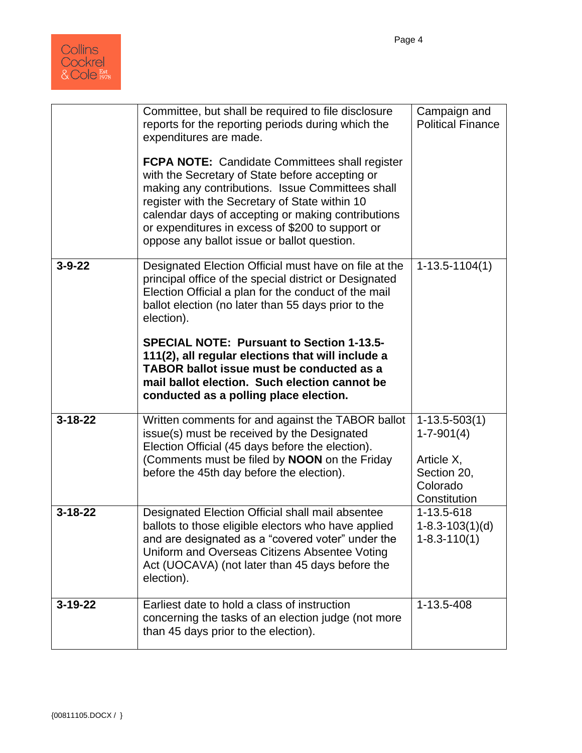| | | |
|---|---|---|
| | Committee, but shall be required to file disclosure reports for the reporting periods during which the expenditures are made.<br><br>**FCPA NOTE:** Candidate Committees shall register with the Secretary of State before accepting or making any contributions. Issue Committees shall register with the Secretary of State within 10 calendar days of accepting or making contributions or expenditures in excess of $200 to support or oppose any ballot issue or ballot question. | Campaign and Political Finance |
| **3-9-22** | Designated Election Official must have on file at the principal office of the special district or Designated Election Official a plan for the conduct of the mail ballot election (no later than 55 days prior to the election).<br><br>**SPECIAL NOTE: Pursuant to Section 1-13.5-111(2), all regular elections that will include a TABOR ballot issue must be conducted as a mail ballot election. Such election cannot be conducted as a polling place election.** | 1-13.5-1104(1) |
| **3-18-22** | Written comments for and against the TABOR ballot issue(s) must be received by the Designated Election Official (45 days before the election). (Comments must be filed by **NOON** on the Friday before the 45th day before the election). | 1-13.5-503(1)<br>1-7-901(4)<br><br>Article X, Section 20, Colorado Constitution |
| **3-18-22** | Designated Election Official shall mail absentee ballots to those eligible electors who have applied and are designated as a "covered voter" under the Uniform and Overseas Citizens Absentee Voting Act (UOCAVA) (not later than 45 days before the election). | 1-13.5-618<br>1-8.3-103(1)(d)<br>1-8.3-110(1) |
| **3-19-22** | Earliest date to hold a class of instruction concerning the tasks of an election judge (not more than 45 days prior to the election). | 1-13.5-408 |

{00811105.DOCX / }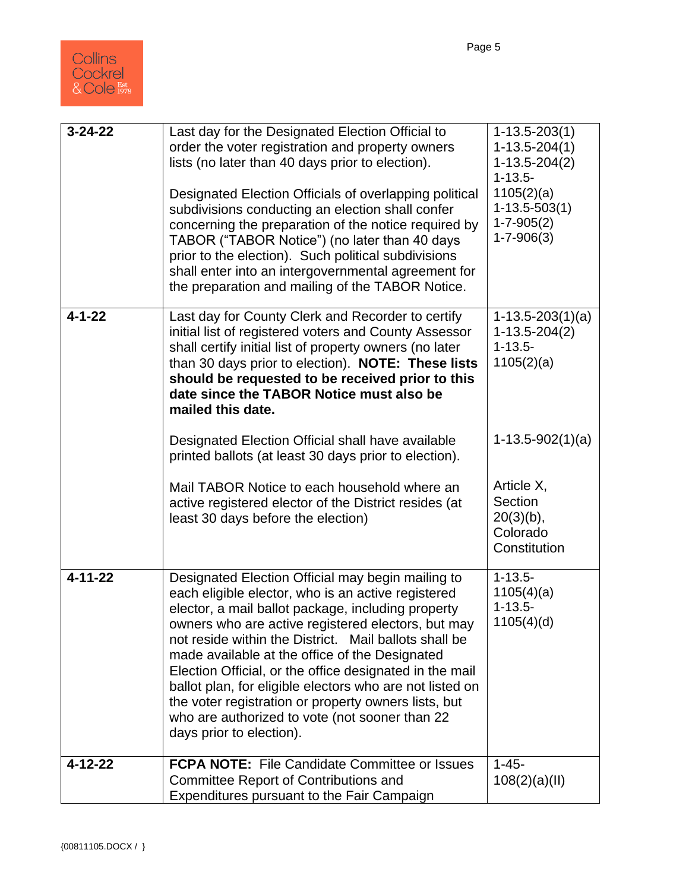| | | |
|---|---|---|
| **3-24-22** | Last day for the Designated Election Official to order the voter registration and property owners lists (no later than 40 days prior to election).<br><br>Designated Election Officials of overlapping political subdivisions conducting an election shall confer concerning the preparation of the notice required by TABOR ("TABOR Notice") (no later than 40 days prior to the election). Such political subdivisions shall enter into an intergovernmental agreement for the preparation and mailing of the TABOR Notice. | 1-13.5-203(1)<br>1-13.5-204(1)<br>1-13.5-204(2)<br>1-13.5-1105(2)(a)<br>1-13.5-503(1)<br>1-7-905(2)<br>1-7-906(3) |
| **4-1-22** | Last day for County Clerk and Recorder to certify initial list of registered voters and County Assessor shall certify initial list of property owners (no later than 30 days prior to election). **NOTE: These lists should be requested to be received prior to this date since the TABOR Notice must also be mailed this date.**<br><br>Designated Election Official shall have available printed ballots (at least 30 days prior to election).<br><br>Mail TABOR Notice to each household where an active registered elector of the District resides (at least 30 days before the election) | 1-13.5-203(1)(a)<br>1-13.5-204(2)<br>1-13.5-1105(2)(a)<br><br>1-13.5-902(1)(a)<br><br>Article X, Section 20(3)(b), Colorado Constitution |
| **4-11-22** | Designated Election Official may begin mailing to each eligible elector, who is an active registered elector, a mail ballot package, including property owners who are active registered electors, but may not reside within the District. Mail ballots shall be made available at the office of the Designated Election Official, or the office designated in the mail ballot plan, for eligible electors who are not listed on the voter registration or property owners lists, but who are authorized to vote (not sooner than 22 days prior to election). | 1-13.5-1105(4)(a)<br>1-13.5-1105(4)(d) |
| **4-12-22** | **FCPA NOTE:** File Candidate Committee or Issues Committee Report of Contributions and Expenditures pursuant to the Fair Campaign | 1-45-108(2)(a)(II) |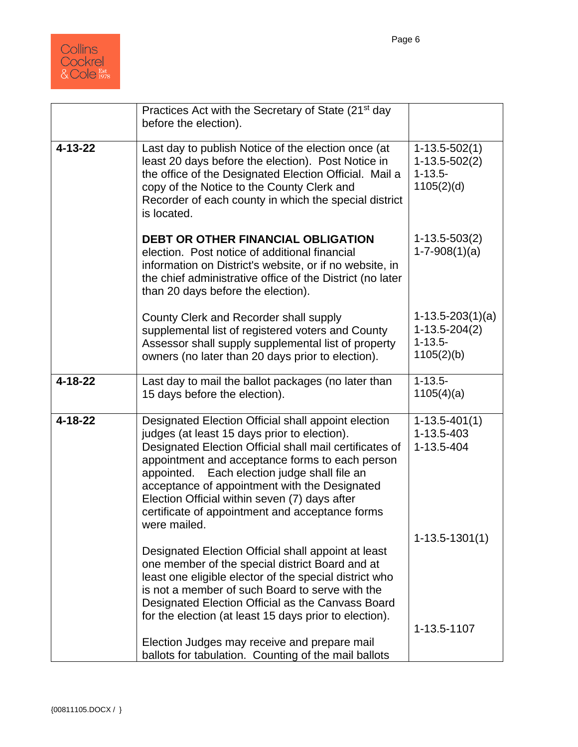| | | |
|---|---|---|
| | Practices Act with the Secretary of State (21st day before the election). | |
| **4-13-22** | Last day to publish Notice of the election once (at least 20 days before the election). Post Notice in the office of the Designated Election Official. Mail a copy of the Notice to the County Clerk and Recorder of each county in which the special district is located.<br><br>**DEBT OR OTHER FINANCIAL OBLIGATION** election. Post notice of additional financial information on District's website, or if no website, in the chief administrative office of the District (no later than 20 days before the election).<br><br>County Clerk and Recorder shall supply supplemental list of registered voters and County Assessor shall supply supplemental list of property owners (no later than 20 days prior to election). | 1-13.5-502(1)<br>1-13.5-502(2)<br>1-13.5-1105(2)(d)<br><br>1-13.5-503(2)<br>1-7-908(1)(a)<br><br>1-13.5-203(1)(a)<br>1-13.5-204(2)<br>1-13.5-1105(2)(b) |
| **4-18-22** | Last day to mail the ballot packages (no later than 15 days before the election). | 1-13.5-1105(4)(a) |
| **4-18-22** | Designated Election Official shall appoint election judges (at least 15 days prior to election). Designated Election Official shall mail certificates of appointment and acceptance forms to each person appointed. Each election judge shall file an acceptance of appointment with the Designated Election Official within seven (7) days after certificate of appointment and acceptance forms were mailed.<br><br>Designated Election Official shall appoint at least one member of the special district Board and at least one eligible elector of the special district who is not a member of such Board to serve with the Designated Election Official as the Canvass Board for the election (at least 15 days prior to election).<br><br>Election Judges may receive and prepare mail ballots for tabulation. Counting of the mail ballots | 1-13.5-401(1)<br>1-13.5-403<br>1-13.5-404<br><br>1-13.5-1301(1)<br><br>1-13.5-1107 |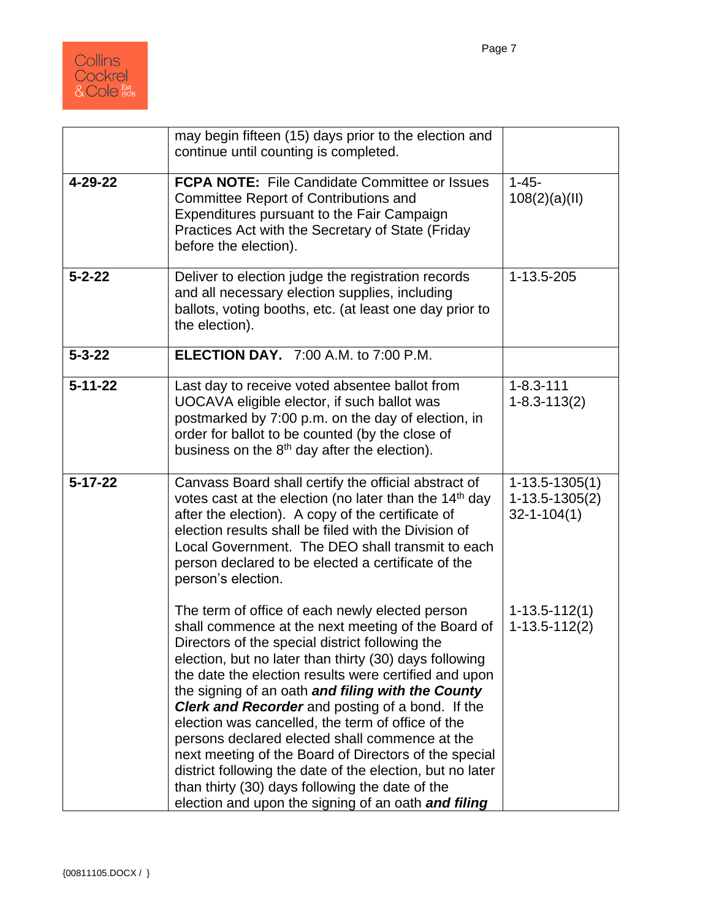| | | |
|---|---|---|
| | may begin fifteen (15) days prior to the election and continue until counting is completed. | |
| **4-29-22** | **FCPA NOTE:** File Candidate Committee or Issues Committee Report of Contributions and Expenditures pursuant to the Fair Campaign Practices Act with the Secretary of State (Friday before the election). | 1-45-108(2)(a)(II) |
| **5-2-22** | Deliver to election judge the registration records and all necessary election supplies, including ballots, voting booths, etc. (at least one day prior to the election). | 1-13.5-205 |
| **5-3-22** | **ELECTION DAY.** 7:00 A.M. to 7:00 P.M. | |
| **5-11-22** | Last day to receive voted absentee ballot from UOCAVA eligible elector, if such ballot was postmarked by 7:00 p.m. on the day of election, in order for ballot to be counted (by the close of business on the 8th day after the election). | 1-8.3-111<br>1-8.3-113(2) |
| **5-17-22** | Canvass Board shall certify the official abstract of votes cast at the election (no later than the 14th day after the election). A copy of the certificate of election results shall be filed with the Division of Local Government. The DEO shall transmit to each person declared to be elected a certificate of the person's election.<br><br>The term of office of each newly elected person shall commence at the next meeting of the Board of Directors of the special district following the election, but no later than thirty (30) days following the date the election results were certified and upon the signing of an oath ***and filing with the County Clerk and Recorder*** and posting of a bond. If the election was cancelled, the term of office of the persons declared elected shall commence at the next meeting of the Board of Directors of the special district following the date of the election, but no later than thirty (30) days following the date of the election and upon the signing of an oath ***and filing*** | 1-13.5-1305(1)<br>1-13.5-1305(2)<br>32-1-104(1)<br><br>1-13.5-112(1)<br>1-13.5-112(2) |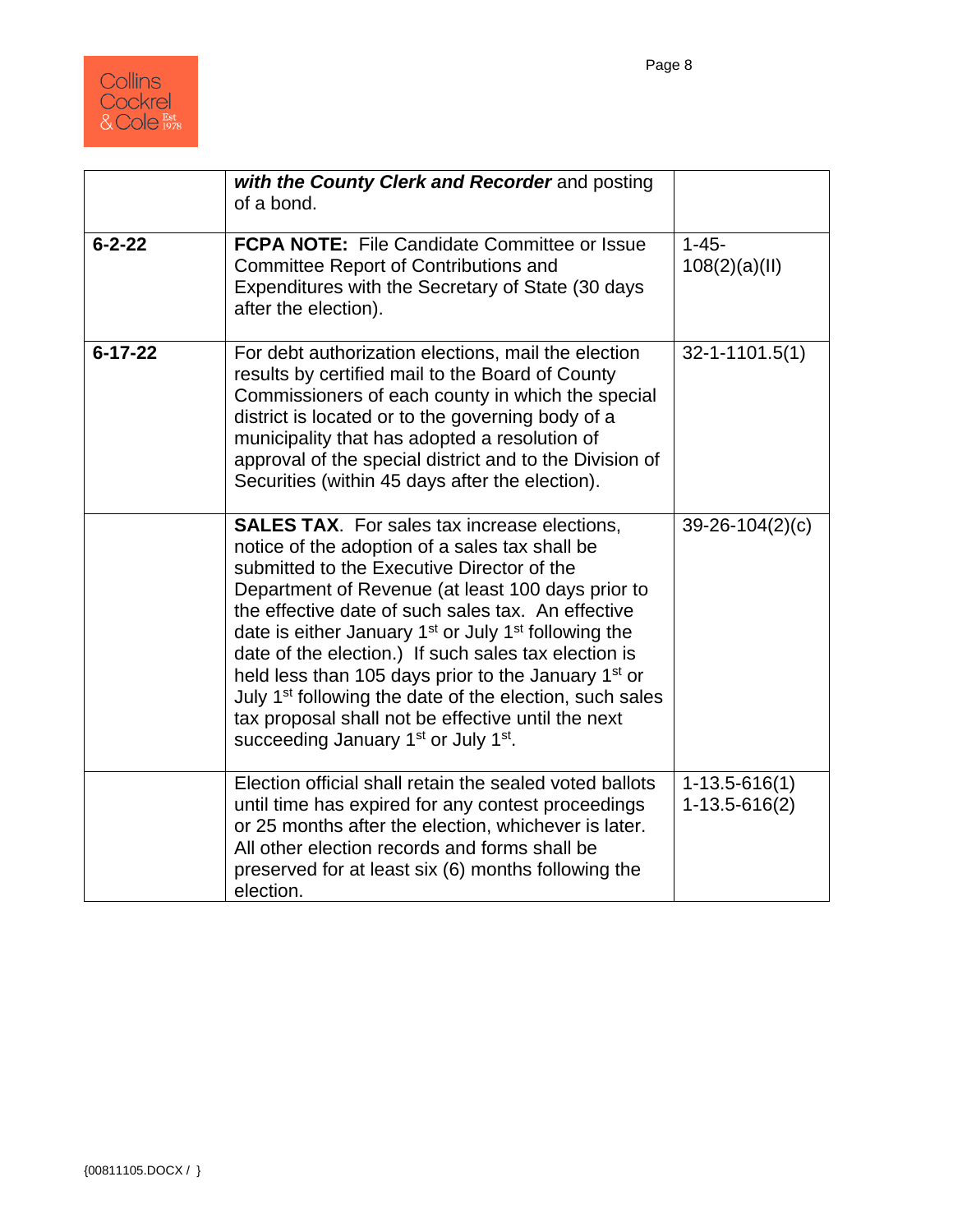| | | |
|---|---|---|
| | ***with the County Clerk and Recorder*** and posting of a bond. | |
| **6-2-22** | **FCPA NOTE:** File Candidate Committee or Issue Committee Report of Contributions and Expenditures with the Secretary of State (30 days after the election). | 1-45-108(2)(a)(II) |
| **6-17-22** | For debt authorization elections, mail the election results by certified mail to the Board of County Commissioners of each county in which the special district is located or to the governing body of a municipality that has adopted a resolution of approval of the special district and to the Division of Securities (within 45 days after the election). | 32-1-1101.5(1) |
| | **SALES TAX**. For sales tax increase elections, notice of the adoption of a sales tax shall be submitted to the Executive Director of the Department of Revenue (at least 100 days prior to the effective date of such sales tax. An effective date is either January 1st or July 1st following the date of the election.) If such sales tax election is held less than 105 days prior to the January 1st or July 1st following the date of the election, such sales tax proposal shall not be effective until the next succeeding January 1st or July 1st. | 39-26-104(2)(c) |
| | Election official shall retain the sealed voted ballots until time has expired for any contest proceedings or 25 months after the election, whichever is later. All other election records and forms shall be preserved for at least six (6) months following the election. | 1-13.5-616(1)<br>1-13.5-616(2) |